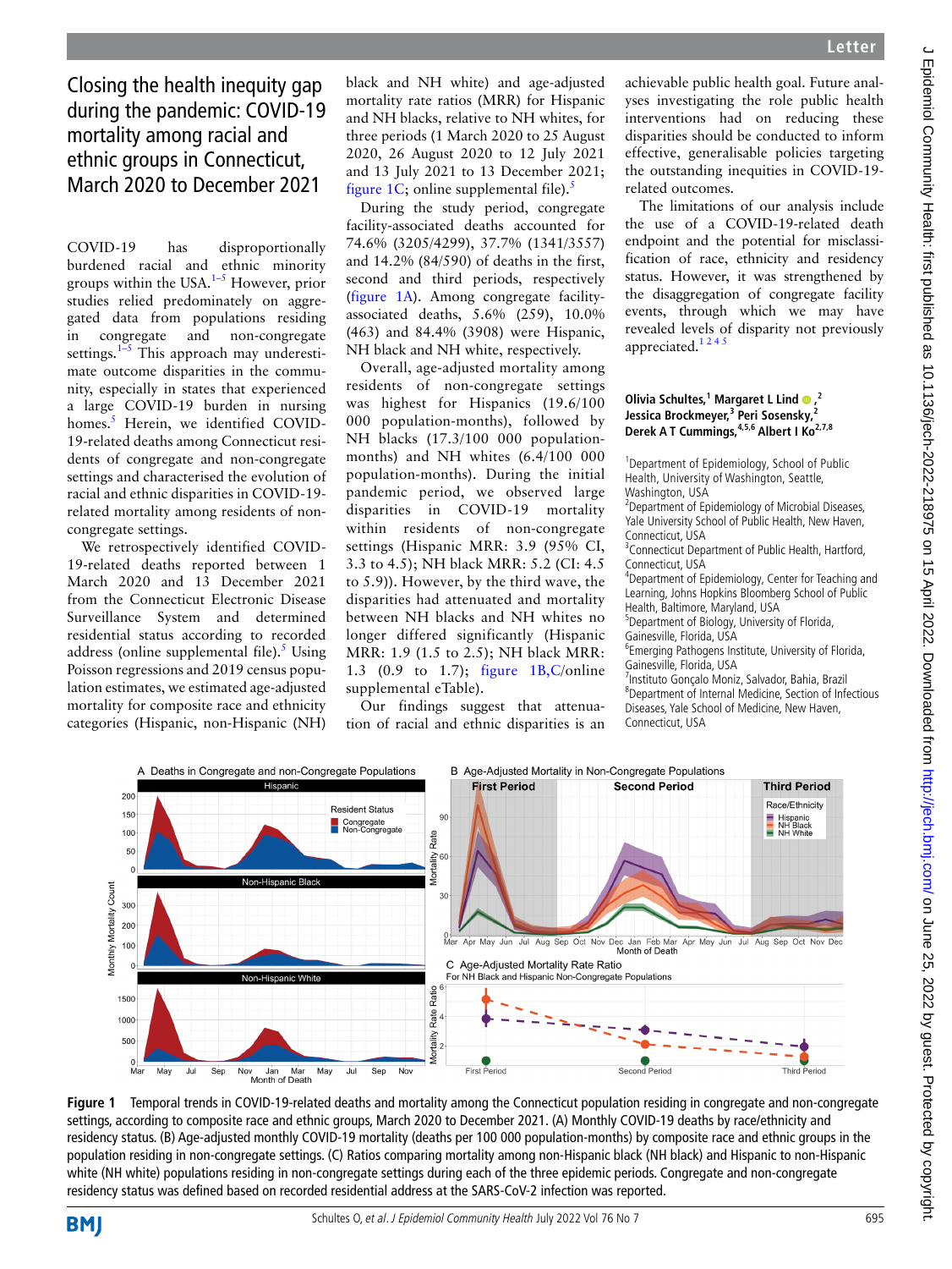Letter

# Closing the health inequity gap during the pandemic: COVID-19 mortality among racial and ethnic groups in Connecticut, March 2020 to December 2021

COVID-19 has disproportionally burdened racial and ethnic minority groups within the USA.[1–5] However, prior studies relied predominately on aggregated data from populations residing in congregate and non-congregate settings.[1–5] This approach may underestimate outcome disparities in the community, especially in states that experienced a large COVID-19 burden in nursing homes.[5] Herein, we identified COVID-19-related deaths among Connecticut residents of congregate and non-congregate settings and characterised the evolution of racial and ethnic disparities in COVID-19-related mortality among residents of non-congregate settings.

We retrospectively identified COVID-19-related deaths reported between 1 March 2020 and 13 December 2021 from the Connecticut Electronic Disease Surveillance System and determined residential status according to recorded address (online supplemental file).[5] Using Poisson regressions and 2019 census population estimates, we estimated age-adjusted mortality for composite race and ethnicity categories (Hispanic, non-Hispanic (NH) black and NH white) and age-adjusted mortality rate ratios (MRR) for Hispanic and NH blacks, relative to NH whites, for three periods (1 March 2020 to 25 August 2020, 26 August 2020 to 12 July 2021 and 13 July 2021 to 13 December 2021; figure 1C; online supplemental file).[5]

During the study period, congregate facility-associated deaths accounted for 74.6% (3205/4299), 37.7% (1341/3557) and 14.2% (84/590) of deaths in the first, second and third periods, respectively (figure 1A). Among congregate facility-associated deaths, 5.6% (259), 10.0% (463) and 84.4% (3908) were Hispanic, NH black and NH white, respectively.

Overall, age-adjusted mortality among residents of non-congregate settings was highest for Hispanics (19.6/100 000 population-months), followed by NH blacks (17.3/100 000 population-months) and NH whites (6.4/100 000 population-months). During the initial pandemic period, we observed large disparities in COVID-19 mortality within residents of non-congregate settings (Hispanic MRR: 3.9 (95% CI, 3.3 to 4.5); NH black MRR: 5.2 (CI: 4.5 to 5.9)). However, by the third wave, the disparities had attenuated and mortality between NH blacks and NH whites no longer differed significantly (Hispanic MRR: 1.9 (1.5 to 2.5); NH black MRR: 1.3 (0.9 to 1.7); figure 1B,C/online supplemental eTable).

Our findings suggest that attenuation of racial and ethnic disparities is an achievable public health goal. Future analyses investigating the role public health interventions had on reducing these disparities should be conducted to inform effective, generalisable policies targeting the outstanding inequities in COVID-19-related outcomes.

The limitations of our analysis include the use of a COVID-19-related death endpoint and the potential for misclassification of race, ethnicity and residency status. However, it was strengthened by the disaggregation of congregate facility events, through which we may have revealed levels of disparity not previously appreciated.[1 2 4 5]

**Olivia Schultes,[1] Margaret L Lind,[2] Jessica Brockmeyer,[3] Peri Sosensky,[2] Derek A T Cummings,[4,5,6] Albert I Ko[2,7,8]**

[1]Department of Epidemiology, School of Public Health, University of Washington, Seattle, Washington, USA
[2]Department of Epidemiology of Microbial Diseases, Yale University School of Public Health, New Haven, Connecticut, USA
[3]Connecticut Department of Public Health, Hartford, Connecticut, USA
[4]Department of Epidemiology, Center for Teaching and Learning, Johns Hopkins Bloomberg School of Public Health, Baltimore, Maryland, USA
[5]Department of Biology, University of Florida, Gainesville, Florida, USA
[6]Emerging Pathogens Institute, University of Florida, Gainesville, Florida, USA
[7]Instituto Gonçalo Moniz, Salvador, Bahia, Brazil
[8]Department of Internal Medicine, Section of Infectious Diseases, Yale School of Medicine, New Haven, Connecticut, USA

**Figure 1** Temporal trends in COVID-19-related deaths and mortality among the Connecticut population residing in congregate and non-congregate settings, according to composite race and ethnic groups, March 2020 to December 2021. (A) Monthly COVID-19 deaths by race/ethnicity and residency status. (B) Age-adjusted monthly COVID-19 mortality (deaths per 100 000 population-months) by composite race and ethnic groups in the population residing in non-congregate settings. (C) Ratios comparing mortality among non-Hispanic black (NH black) and Hispanic to non-Hispanic white (NH white) populations residing in non-congregate settings during each of the three epidemic periods. Congregate and non-congregate residency status was defined based on recorded residential address at the SARS-CoV-2 infection was reported.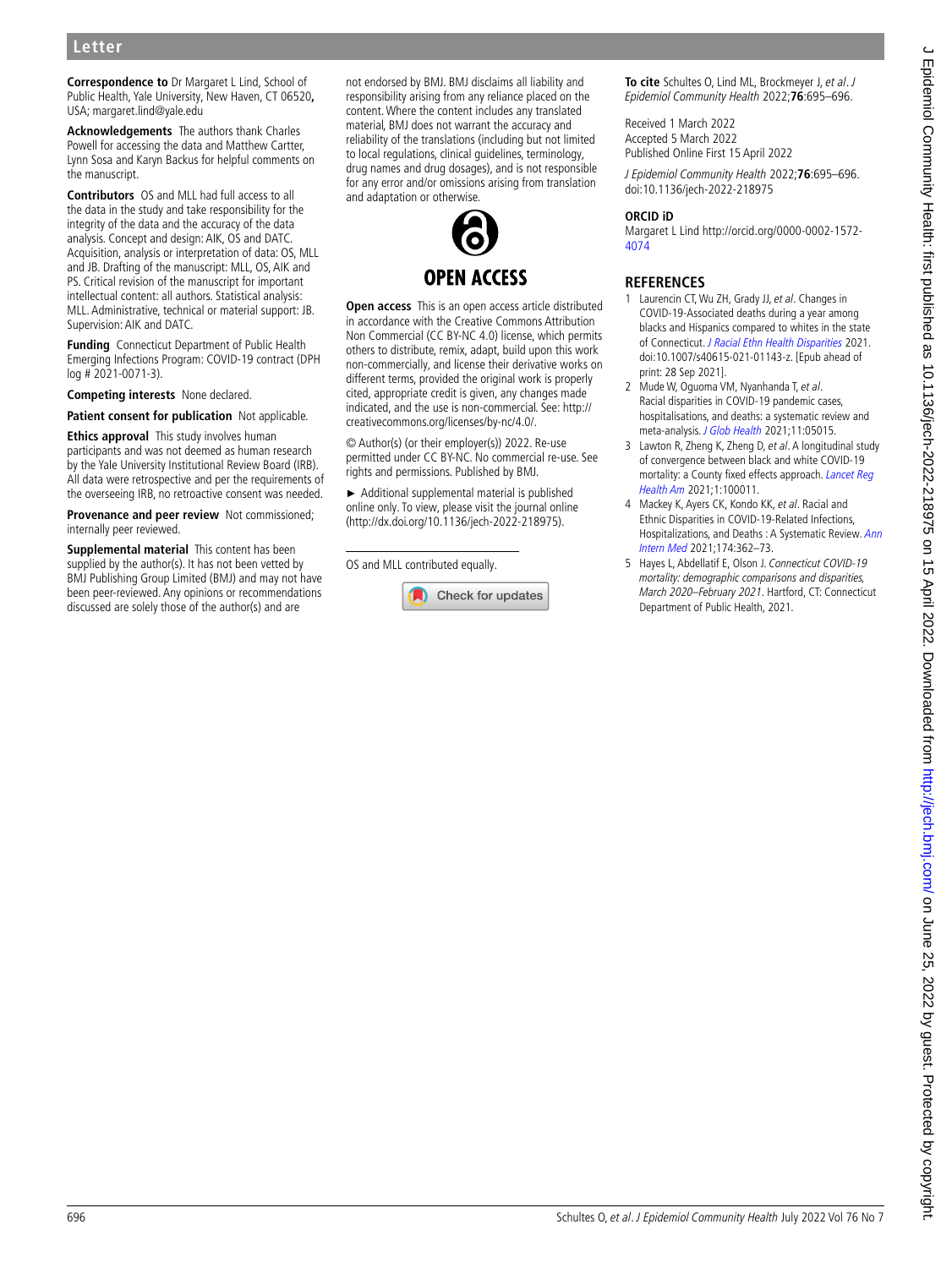**Correspondence to** Dr Margaret L Lind, School of Public Health, Yale University, New Haven, CT 06520, USA; margaret.lind@yale.edu

**Acknowledgements** The authors thank Charles Powell for accessing the data and Matthew Cartter, Lynn Sosa and Karyn Backus for helpful comments on the manuscript.

**Contributors** OS and MLL had full access to all the data in the study and take responsibility for the integrity of the data and the accuracy of the data analysis. Concept and design: AIK, OS and DATC. Acquisition, analysis or interpretation of data: OS, MLL and JB. Drafting of the manuscript: MLL, OS, AIK and PS. Critical revision of the manuscript for important intellectual content: all authors. Statistical analysis: MLL. Administrative, technical or material support: JB. Supervision: AIK and DATC.

**Funding** Connecticut Department of Public Health Emerging Infections Program: COVID-19 contract (DPH log # 2021-0071-3).

**Competing interests** None declared.

**Patient consent for publication** Not applicable.

**Ethics approval** This study involves human participants and was not deemed as human research by the Yale University Institutional Review Board (IRB). All data were retrospective and per the requirements of the overseeing IRB, no retroactive consent was needed.

**Provenance and peer review** Not commissioned; internally peer reviewed.

**Supplemental material** This content has been supplied by the author(s). It has not been vetted by BMJ Publishing Group Limited (BMJ) and may not have been peer-reviewed. Any opinions or recommendations discussed are solely those of the author(s) and are not endorsed by BMJ. BMJ disclaims all liability and responsibility arising from any reliance placed on the content. Where the content includes any translated material, BMJ does not warrant the accuracy and reliability of the translations (including but not limited to local regulations, clinical guidelines, terminology, drug names and drug dosages), and is not responsible for any error and/or omissions arising from translation and adaptation or otherwise.

**OPEN ACCESS**

**Open access** This is an open access article distributed in accordance with the Creative Commons Attribution Non Commercial (CC BY-NC 4.0) license, which permits others to distribute, remix, adapt, build upon this work non-commercially, and license their derivative works on different terms, provided the original work is properly cited, appropriate credit is given, any changes made indicated, and the use is non-commercial. See: http://creativecommons.org/licenses/by-nc/4.0/.

© Author(s) (or their employer(s)) 2022. Re-use permitted under CC BY-NC. No commercial re-use. See rights and permissions. Published by BMJ.

► Additional supplemental material is published online only. To view, please visit the journal online (http://dx.doi.org/10.1136/jech-2022-218975).

OS and MLL contributed equally.

**To cite** Schultes O, Lind ML, Brockmeyer J, *et al*. *J Epidemiol Community Health* 2022;**76**:695–696.

Received 1 March 2022
Accepted 5 March 2022
Published Online First 15 April 2022

*J Epidemiol Community Health* 2022;**76**:695–696. doi:10.1136/jech-2022-218975

**ORCID iD**

Margaret L Lind http://orcid.org/0000-0002-1572-4074

## REFERENCES

1. Laurencin CT, Wu ZH, Grady JJ, *et al*. Changes in COVID-19-Associated deaths during a year among blacks and Hispanics compared to whites in the state of Connecticut. *J Racial Ethn Health Disparities* 2021. doi:10.1007/s40615-021-01143-z. [Epub ahead of print: 28 Sep 2021].
2. Mude W, Oguoma VM, Nyanhanda T, *et al*. Racial disparities in COVID-19 pandemic cases, hospitalisations, and deaths: a systematic review and meta-analysis. *J Glob Health* 2021;11:05015.
3. Lawton R, Zheng K, Zheng D, *et al*. A longitudinal study of convergence between black and white COVID-19 mortality: a County fixed effects approach. *Lancet Reg Health Am* 2021;1:100011.
4. Mackey K, Ayers CK, Kondo KK, *et al*. Racial and Ethnic Disparities in COVID-19-Related Infections, Hospitalizations, and Deaths : A Systematic Review. *Ann Intern Med* 2021;174:362–73.
5. Hayes L, Abdellatif E, Olson J. *Connecticut COVID-19 mortality: demographic comparisons and disparities, March 2020–February 2021*. Hartford, CT: Connecticut Department of Public Health, 2021.